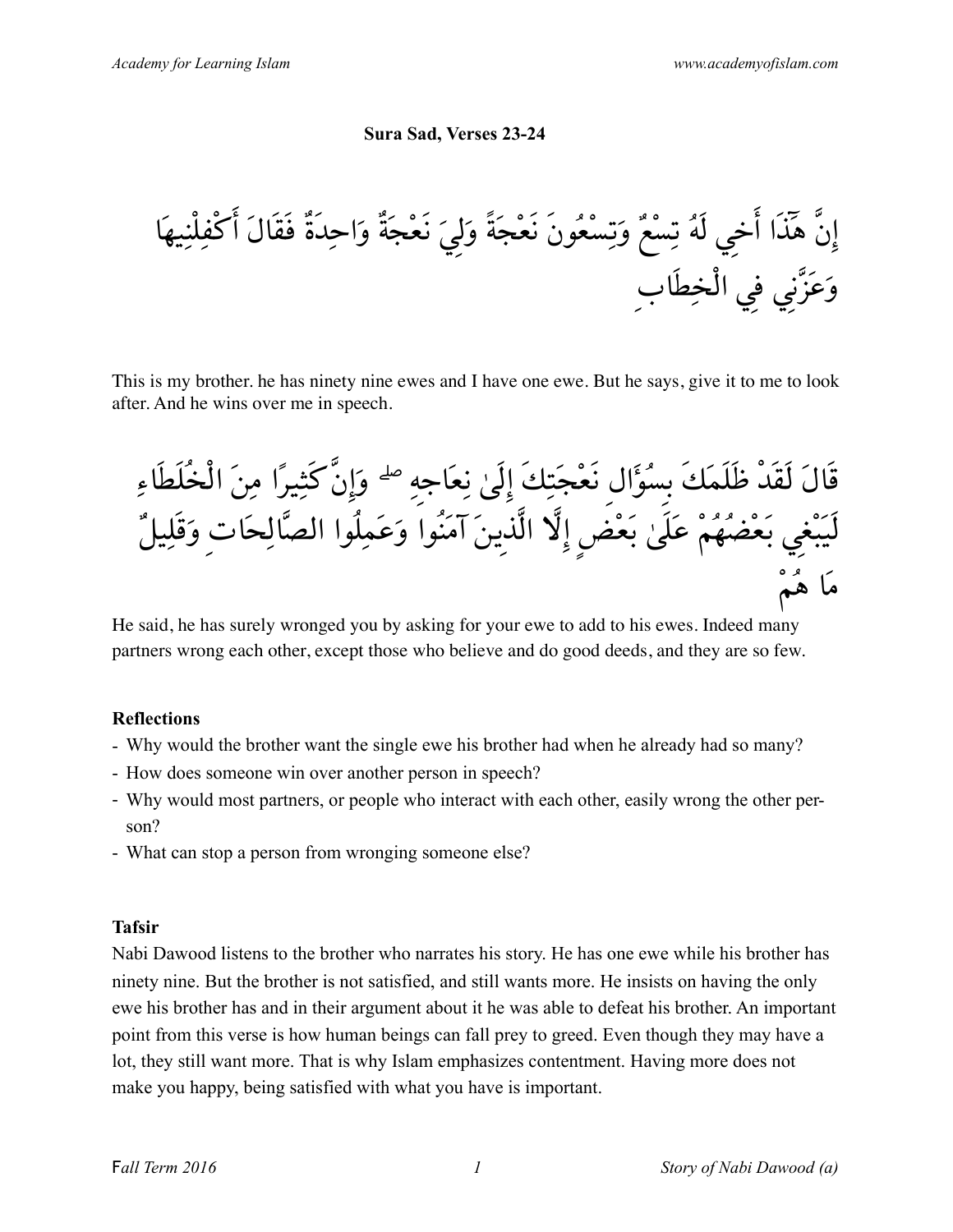**Sura Sad, Verses 23-24**

إِنَّ هَٰذَا أَخِي لَهُ تِسْعٌ وَتِسْعُونَ نَعْجَةً وَلِيَ نَعْجَةٌ وَاحِدَةٌ فَقَالَ أَكْفِلْنِيهَا وَعَزَّنِي فِي الْخِطَابِ

This is my brother. he has ninety nine ewes and I have one ewe. But he says, give it to me to look after. And he wins over me in speech.

قَالَ لَقَدْ ظَلَمَكَ بِسُؤَالِ نَعْجَتِكَ إِلَىٰ نِعَاجِهِ ۖ وَإِنَّ كَثِيرًا مِنَ الْخُلَطَاءِ لَيَبْغِي بَعْضُهُمْ عَلَىٰ بَعْضٍ إِلَّا الَّذِينَ آمَنُوا وَعَمِلُوا الصَّالِحَاتِ وَقَلِيلٌ مَا هُمْ

He said, he has surely wronged you by asking for your ewe to add to his ewes. Indeed many partners wrong each other, except those who believe and do good deeds, and they are so few.

**Reflections**

- Why would the brother want the single ewe his brother had when he already had so many?
- How does someone win over another person in speech?
- Why would most partners, or people who interact with each other, easily wrong the other person?
- What can stop a person from wronging someone else?

**Tafsir**

Nabi Dawood listens to the brother who narrates his story. He has one ewe while his brother has ninety nine. But the brother is not satisfied, and still wants more. He insists on having the only ewe his brother has and in their argument about it he was able to defeat his brother. An important point from this verse is how human beings can fall prey to greed. Even though they may have a lot, they still want more. That is why Islam emphasizes contentment. Having more does not make you happy, being satisfied with what you have is important.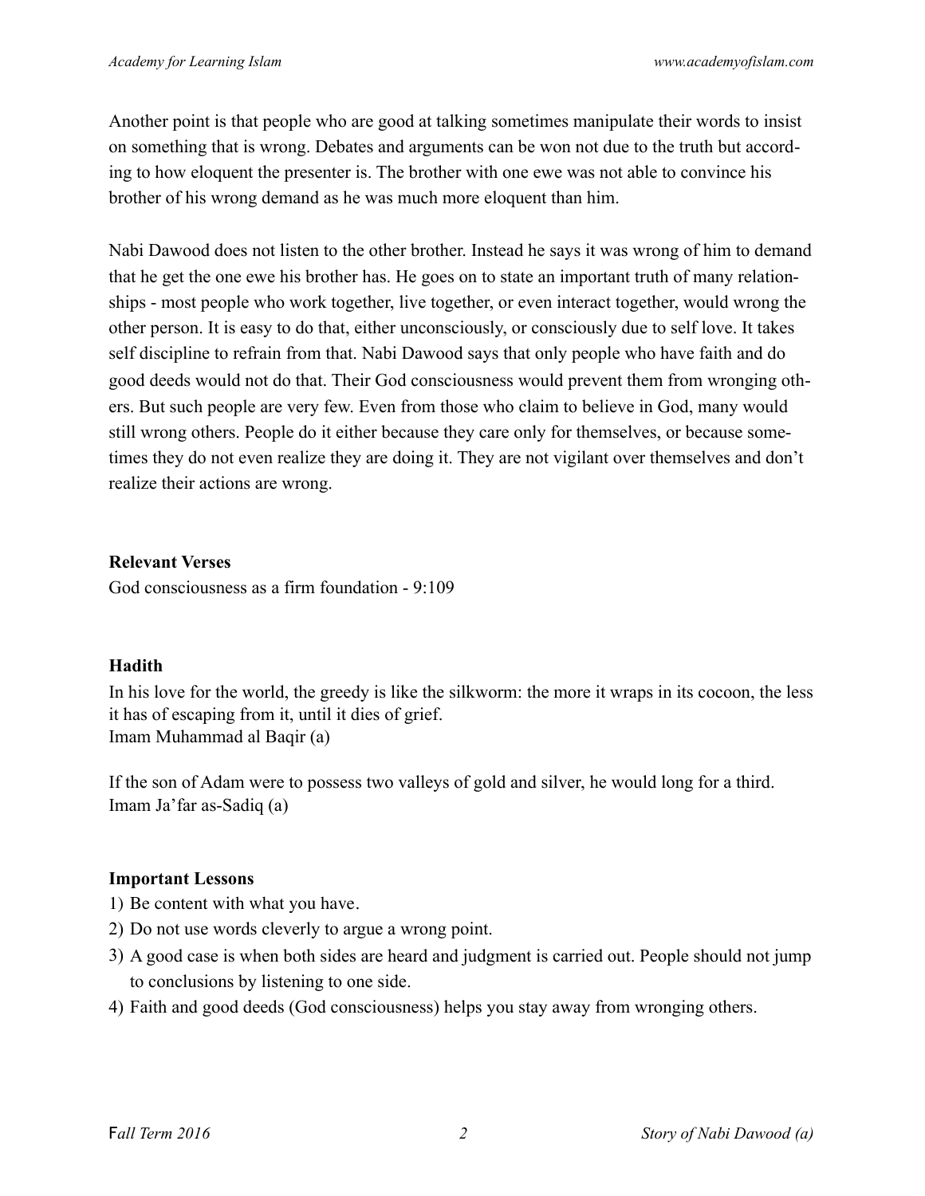Another point is that people who are good at talking sometimes manipulate their words to insist on something that is wrong. Debates and arguments can be won not due to the truth but according to how eloquent the presenter is. The brother with one ewe was not able to convince his brother of his wrong demand as he was much more eloquent than him.

Nabi Dawood does not listen to the other brother. Instead he says it was wrong of him to demand that he get the one ewe his brother has. He goes on to state an important truth of many relationships - most people who work together, live together, or even interact together, would wrong the other person. It is easy to do that, either unconsciously, or consciously due to self love. It takes self discipline to refrain from that. Nabi Dawood says that only people who have faith and do good deeds would not do that. Their God consciousness would prevent them from wronging others. But such people are very few. Even from those who claim to believe in God, many would still wrong others. People do it either because they care only for themselves, or because sometimes they do not even realize they are doing it. They are not vigilant over themselves and don't realize their actions are wrong.

**Relevant Verses**

God consciousness as a firm foundation - 9:109

**Hadith**

In his love for the world, the greedy is like the silkworm: the more it wraps in its cocoon, the less it has of escaping from it, until it dies of grief.
Imam Muhammad al Baqir (a)

If the son of Adam were to possess two valleys of gold and silver, he would long for a third.
Imam Ja'far as-Sadiq (a)

**Important Lessons**

1) Be content with what you have.
2) Do not use words cleverly to argue a wrong point.
3) A good case is when both sides are heard and judgment is carried out. People should not jump to conclusions by listening to one side.
4) Faith and good deeds (God consciousness) helps you stay away from wronging others.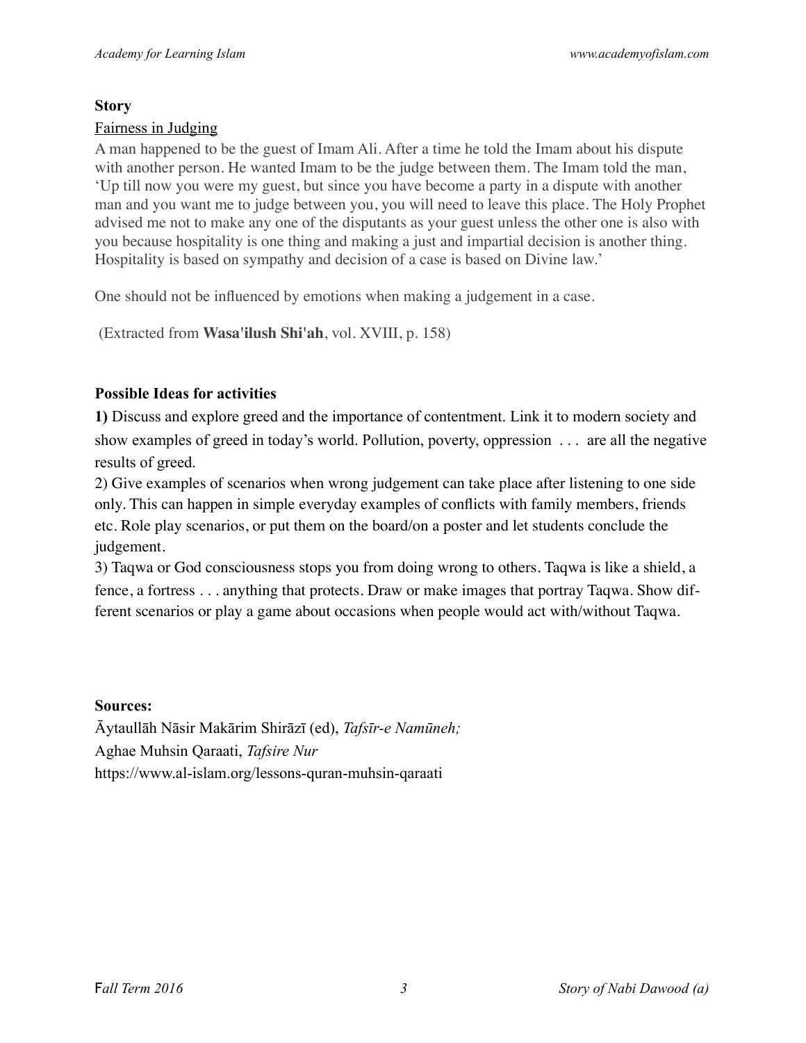**Story**

Fairness in Judging

A man happened to be the guest of Imam Ali. After a time he told the Imam about his dispute with another person. He wanted Imam to be the judge between them. The Imam told the man, 'Up till now you were my guest, but since you have become a party in a dispute with another man and you want me to judge between you, you will need to leave this place. The Holy Prophet advised me not to make any one of the disputants as your guest unless the other one is also with you because hospitality is one thing and making a just and impartial decision is another thing. Hospitality is based on sympathy and decision of a case is based on Divine law.'

One should not be influenced by emotions when making a judgement in a case.

(Extracted from **Wasa'ilush Shi'ah**, vol. XVIII, p. 158)

**Possible Ideas for activities**

**1)** Discuss and explore greed and the importance of contentment. Link it to modern society and show examples of greed in today's world. Pollution, poverty, oppression . . . are all the negative results of greed.

2) Give examples of scenarios when wrong judgement can take place after listening to one side only. This can happen in simple everyday examples of conflicts with family members, friends etc. Role play scenarios, or put them on the board/on a poster and let students conclude the judgement.

3) Taqwa or God consciousness stops you from doing wrong to others. Taqwa is like a shield, a fence, a fortress . . . anything that protects. Draw or make images that portray Taqwa. Show different scenarios or play a game about occasions when people would act with/without Taqwa.

**Sources:**

Āytaullāh Nāsir Makārim Shirāzī (ed), *Tafsīr-e Namūneh;*

Aghae Muhsin Qaraati, *Tafsire Nur*

https://www.al-islam.org/lessons-quran-muhsin-qaraati